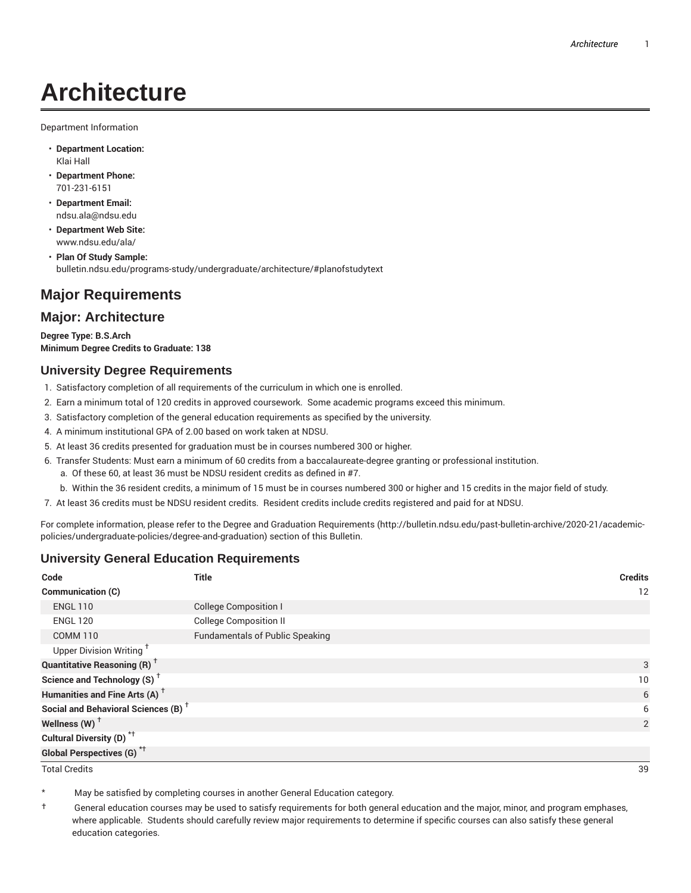# Architecture

Department Information

- **Department Location:**
  Klai Hall
- **Department Phone:**
  701-231-6151
- **Department Email:**
  ndsu.ala@ndsu.edu
- **Department Web Site:**
  www.ndsu.edu/ala/
- **Plan Of Study Sample:**
  bulletin.ndsu.edu/programs-study/undergraduate/architecture/#planofstudytext

## Major Requirements

## Major: Architecture

**Degree Type: B.S.Arch**
**Minimum Degree Credits to Graduate: 138**

### University Degree Requirements

1. Satisfactory completion of all requirements of the curriculum in which one is enrolled.
2. Earn a minimum total of 120 credits in approved coursework. Some academic programs exceed this minimum.
3. Satisfactory completion of the general education requirements as specified by the university.
4. A minimum institutional GPA of 2.00 based on work taken at NDSU.
5. At least 36 credits presented for graduation must be in courses numbered 300 or higher.
6. Transfer Students: Must earn a minimum of 60 credits from a baccalaureate-degree granting or professional institution.
   a. Of these 60, at least 36 must be NDSU resident credits as defined in #7.
   b. Within the 36 resident credits, a minimum of 15 must be in courses numbered 300 or higher and 15 credits in the major field of study.
7. At least 36 credits must be NDSU resident credits. Resident credits include credits registered and paid for at NDSU.

For complete information, please refer to the Degree and Graduation Requirements (http://bulletin.ndsu.edu/past-bulletin-archive/2020-21/academic-policies/undergraduate-policies/degree-and-graduation) section of this Bulletin.

### University General Education Requirements

| Code | Title | Credits |
|---|---|---|
| **Communication (C)** | | 12 |
| ENGL 110 | College Composition I | |
| ENGL 120 | College Composition II | |
| COMM 110 | Fundamentals of Public Speaking | |
| Upper Division Writing † | | |
| **Quantitative Reasoning (R) †** | | 3 |
| **Science and Technology (S) †** | | 10 |
| **Humanities and Fine Arts (A) †** | | 6 |
| **Social and Behavioral Sciences (B) †** | | 6 |
| **Wellness (W) †** | | 2 |
| **Cultural Diversity (D) *†** | | |
| **Global Perspectives (G) *†** | | |
| Total Credits | | 39 |

\* May be satisfied by completing courses in another General Education category.

† General education courses may be used to satisfy requirements for both general education and the major, minor, and program emphases, where applicable. Students should carefully review major requirements to determine if specific courses can also satisfy these general education categories.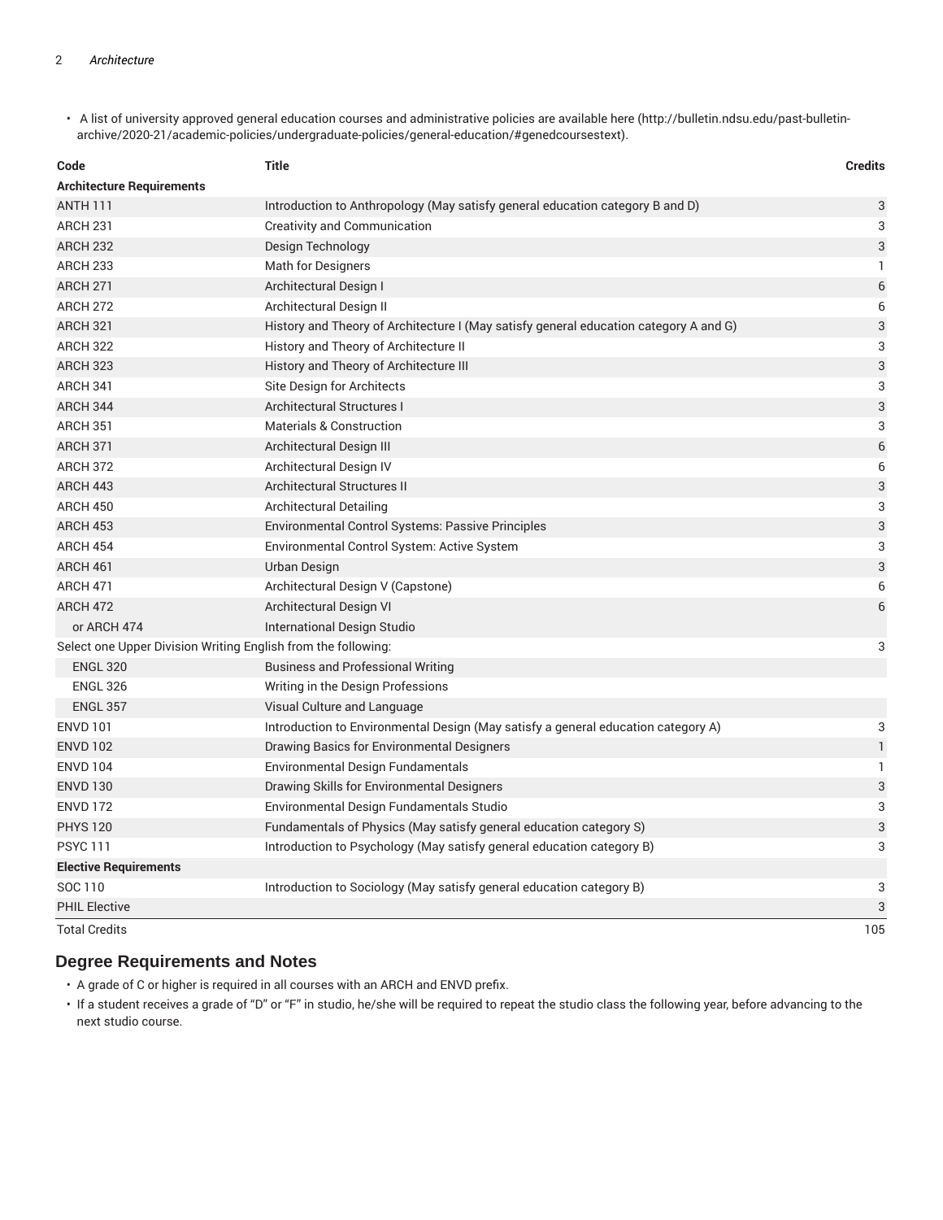- A list of university approved general education courses and administrative policies are available here (http://bulletin.ndsu.edu/past-bulletin-archive/2020-21/academic-policies/undergraduate-policies/general-education/#genedcoursestext).

| Code | Title | Credits |
|---|---|---|
| **Architecture Requirements** | | |
| ANTH 111 | Introduction to Anthropology (May satisfy general education category B and D) | 3 |
| ARCH 231 | Creativity and Communication | 3 |
| ARCH 232 | Design Technology | 3 |
| ARCH 233 | Math for Designers | 1 |
| ARCH 271 | Architectural Design I | 6 |
| ARCH 272 | Architectural Design II | 6 |
| ARCH 321 | History and Theory of Architecture I (May satisfy general education category A and G) | 3 |
| ARCH 322 | History and Theory of Architecture II | 3 |
| ARCH 323 | History and Theory of Architecture III | 3 |
| ARCH 341 | Site Design for Architects | 3 |
| ARCH 344 | Architectural Structures I | 3 |
| ARCH 351 | Materials & Construction | 3 |
| ARCH 371 | Architectural Design III | 6 |
| ARCH 372 | Architectural Design IV | 6 |
| ARCH 443 | Architectural Structures II | 3 |
| ARCH 450 | Architectural Detailing | 3 |
| ARCH 453 | Environmental Control Systems: Passive Principles | 3 |
| ARCH 454 | Environmental Control System: Active System | 3 |
| ARCH 461 | Urban Design | 3 |
| ARCH 471 | Architectural Design V (Capstone) | 6 |
| ARCH 472 | Architectural Design VI | 6 |
| or ARCH 474 | International Design Studio | |
| Select one Upper Division Writing English from the following: | | 3 |
| ENGL 320 | Business and Professional Writing | |
| ENGL 326 | Writing in the Design Professions | |
| ENGL 357 | Visual Culture and Language | |
| ENVD 101 | Introduction to Environmental Design (May satisfy a general education category A) | 3 |
| ENVD 102 | Drawing Basics for Environmental Designers | 1 |
| ENVD 104 | Environmental Design Fundamentals | 1 |
| ENVD 130 | Drawing Skills for Environmental Designers | 3 |
| ENVD 172 | Environmental Design Fundamentals Studio | 3 |
| PHYS 120 | Fundamentals of Physics (May satisfy general education category S) | 3 |
| PSYC 111 | Introduction to Psychology (May satisfy general education category B) | 3 |
| **Elective Requirements** | | |
| SOC 110 | Introduction to Sociology (May satisfy general education category B) | 3 |
| PHIL Elective | | 3 |
| Total Credits | | 105 |

## Degree Requirements and Notes

- A grade of C or higher is required in all courses with an ARCH and ENVD prefix.
- If a student receives a grade of "D" or "F" in studio, he/she will be required to repeat the studio class the following year, before advancing to the next studio course.